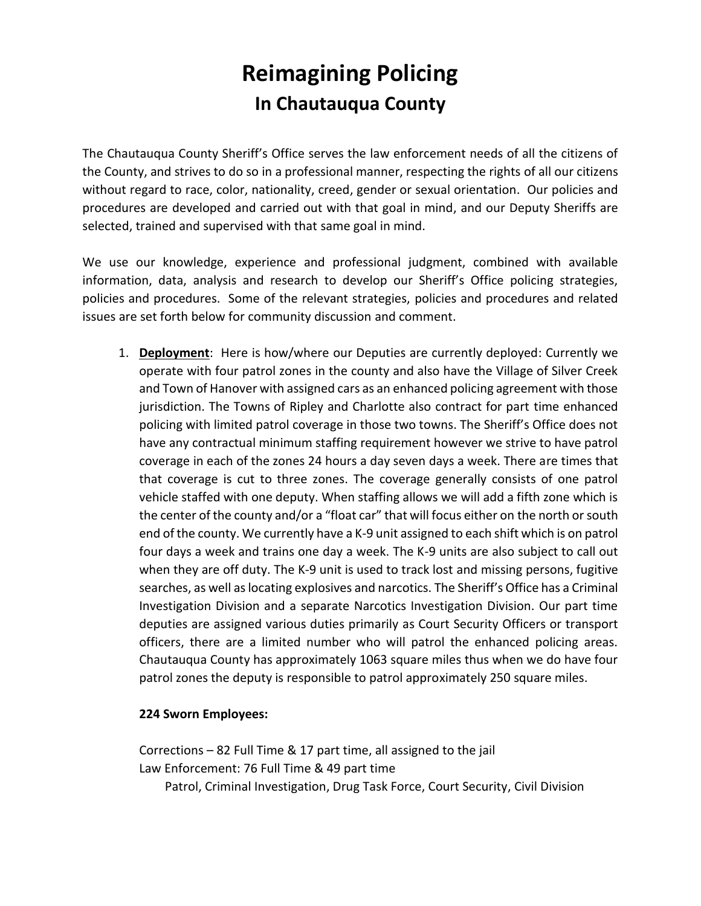# Reimagining Policing

## In Chautauqua County

The Chautauqua County Sheriff's Office serves the law enforcement needs of all the citizens of the County, and strives to do so in a professional manner, respecting the rights of all our citizens without regard to race, color, nationality, creed, gender or sexual orientation. Our policies and procedures are developed and carried out with that goal in mind, and our Deputy Sheriffs are selected, trained and supervised with that same goal in mind.

We use our knowledge, experience and professional judgment, combined with available information, data, analysis and research to develop our Sheriff's Office policing strategies, policies and procedures. Some of the relevant strategies, policies and procedures and related issues are set forth below for community discussion and comment.

1. **<u>Deployment</u>**: Here is how/where our Deputies are currently deployed: Currently we operate with four patrol zones in the county and also have the Village of Silver Creek and Town of Hanover with assigned cars as an enhanced policing agreement with those jurisdiction. The Towns of Ripley and Charlotte also contract for part time enhanced policing with limited patrol coverage in those two towns. The Sheriff's Office does not have any contractual minimum staffing requirement however we strive to have patrol coverage in each of the zones 24 hours a day seven days a week. There are times that that coverage is cut to three zones. The coverage generally consists of one patrol vehicle staffed with one deputy. When staffing allows we will add a fifth zone which is the center of the county and/or a "float car" that will focus either on the north or south end of the county. We currently have a K-9 unit assigned to each shift which is on patrol four days a week and trains one day a week. The K-9 units are also subject to call out when they are off duty. The K-9 unit is used to track lost and missing persons, fugitive searches, as well as locating explosives and narcotics. The Sheriff's Office has a Criminal Investigation Division and a separate Narcotics Investigation Division. Our part time deputies are assigned various duties primarily as Court Security Officers or transport officers, there are a limited number who will patrol the enhanced policing areas. Chautauqua County has approximately 1063 square miles thus when we do have four patrol zones the deputy is responsible to patrol approximately 250 square miles.

   **224 Sworn Employees:**

   Corrections – 82 Full Time & 17 part time, all assigned to the jail
   Law Enforcement: 76 Full Time & 49 part time
   Patrol, Criminal Investigation, Drug Task Force, Court Security, Civil Division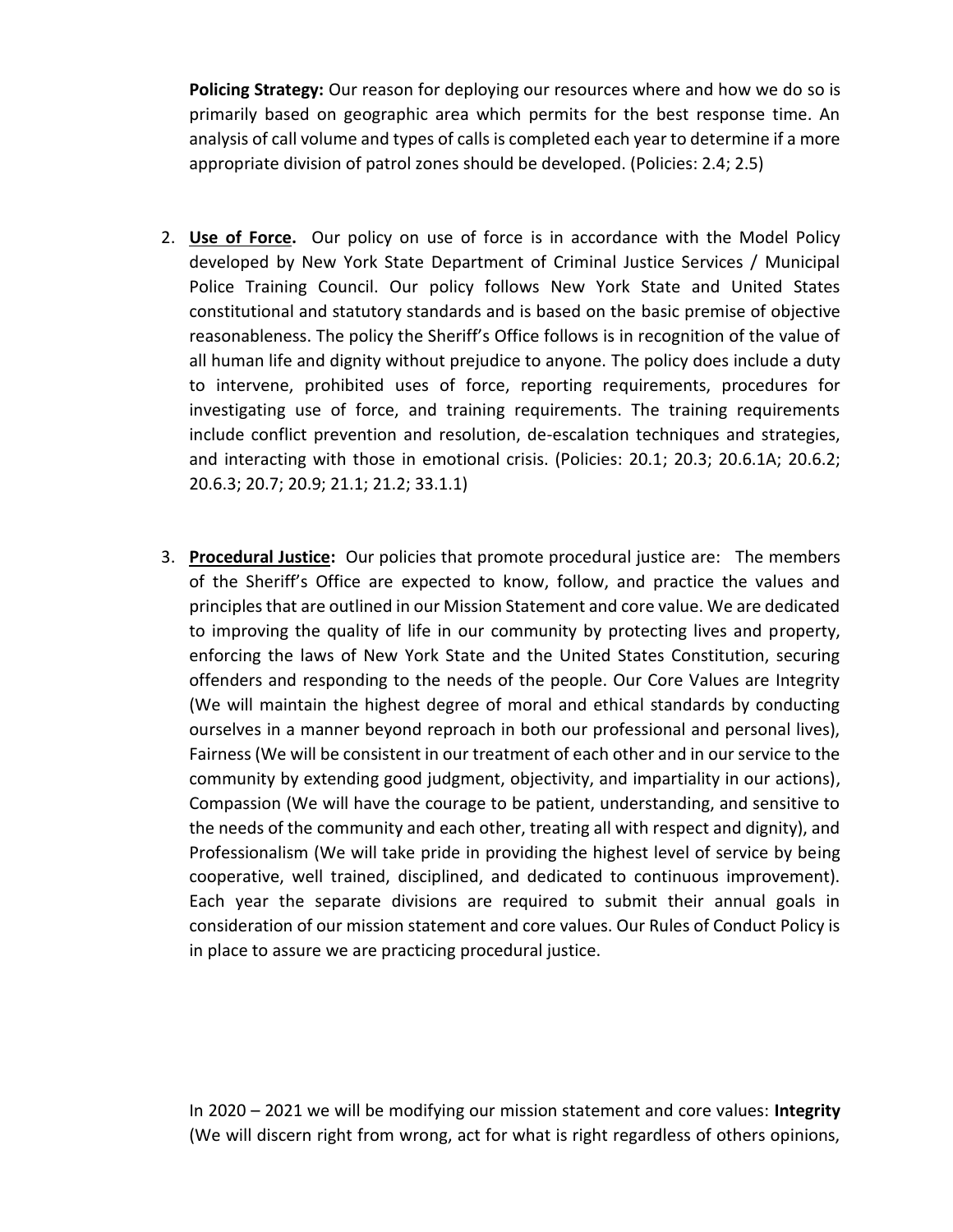**Policing Strategy:** Our reason for deploying our resources where and how we do so is primarily based on geographic area which permits for the best response time. An analysis of call volume and types of calls is completed each year to determine if a more appropriate division of patrol zones should be developed. (Policies: 2.4; 2.5)

2. **Use of Force.** Our policy on use of force is in accordance with the Model Policy developed by New York State Department of Criminal Justice Services / Municipal Police Training Council. Our policy follows New York State and United States constitutional and statutory standards and is based on the basic premise of objective reasonableness. The policy the Sheriff's Office follows is in recognition of the value of all human life and dignity without prejudice to anyone. The policy does include a duty to intervene, prohibited uses of force, reporting requirements, procedures for investigating use of force, and training requirements. The training requirements include conflict prevention and resolution, de-escalation techniques and strategies, and interacting with those in emotional crisis. (Policies: 20.1; 20.3; 20.6.1A; 20.6.2; 20.6.3; 20.7; 20.9; 21.1; 21.2; 33.1.1)

3. **Procedural Justice:** Our policies that promote procedural justice are: The members of the Sheriff's Office are expected to know, follow, and practice the values and principles that are outlined in our Mission Statement and core value. We are dedicated to improving the quality of life in our community by protecting lives and property, enforcing the laws of New York State and the United States Constitution, securing offenders and responding to the needs of the people. Our Core Values are Integrity (We will maintain the highest degree of moral and ethical standards by conducting ourselves in a manner beyond reproach in both our professional and personal lives), Fairness (We will be consistent in our treatment of each other and in our service to the community by extending good judgment, objectivity, and impartiality in our actions), Compassion (We will have the courage to be patient, understanding, and sensitive to the needs of the community and each other, treating all with respect and dignity), and Professionalism (We will take pride in providing the highest level of service by being cooperative, well trained, disciplined, and dedicated to continuous improvement). Each year the separate divisions are required to submit their annual goals in consideration of our mission statement and core values. Our Rules of Conduct Policy is in place to assure we are practicing procedural justice.

In 2020 – 2021 we will be modifying our mission statement and core values: **Integrity** (We will discern right from wrong, act for what is right regardless of others opinions,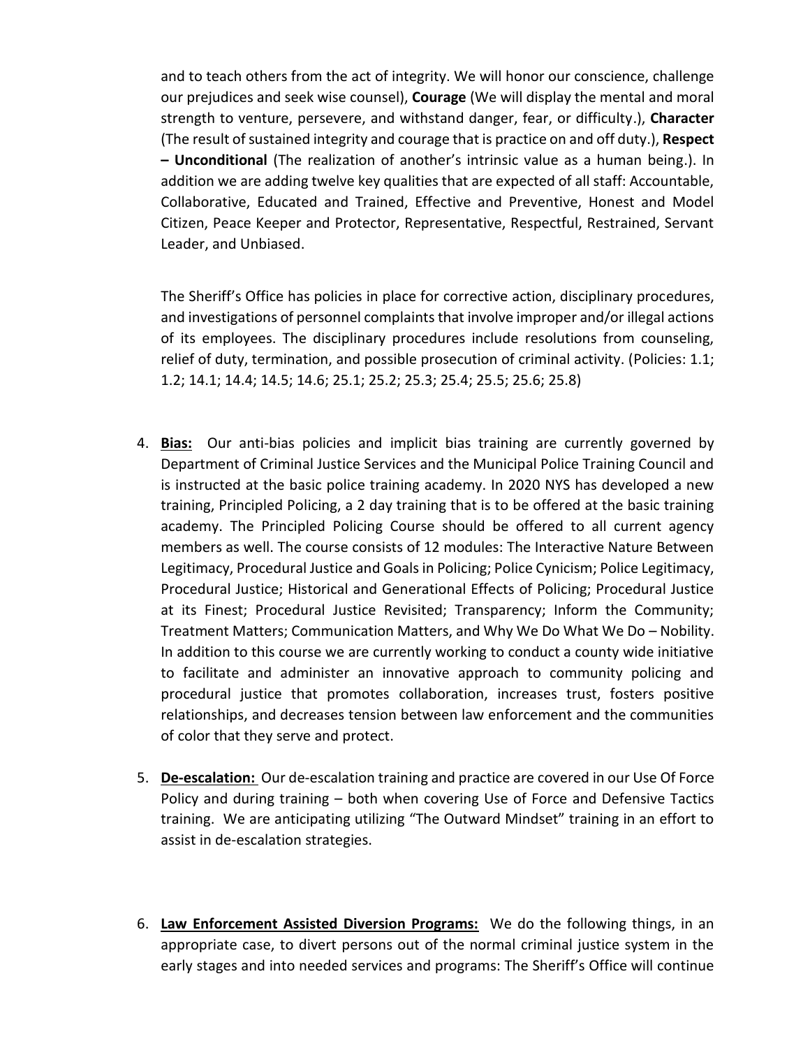and to teach others from the act of integrity. We will honor our conscience, challenge our prejudices and seek wise counsel), **Courage** (We will display the mental and moral strength to venture, persevere, and withstand danger, fear, or difficulty.), **Character** (The result of sustained integrity and courage that is practice on and off duty.), **Respect – Unconditional** (The realization of another's intrinsic value as a human being.). In addition we are adding twelve key qualities that are expected of all staff: Accountable, Collaborative, Educated and Trained, Effective and Preventive, Honest and Model Citizen, Peace Keeper and Protector, Representative, Respectful, Restrained, Servant Leader, and Unbiased.

The Sheriff's Office has policies in place for corrective action, disciplinary procedures, and investigations of personnel complaints that involve improper and/or illegal actions of its employees. The disciplinary procedures include resolutions from counseling, relief of duty, termination, and possible prosecution of criminal activity. (Policies: 1.1; 1.2; 14.1; 14.4; 14.5; 14.6; 25.1; 25.2; 25.3; 25.4; 25.5; 25.6; 25.8)

4. **<u>Bias:</u>** Our anti-bias policies and implicit bias training are currently governed by Department of Criminal Justice Services and the Municipal Police Training Council and is instructed at the basic police training academy. In 2020 NYS has developed a new training, Principled Policing, a 2 day training that is to be offered at the basic training academy. The Principled Policing Course should be offered to all current agency members as well. The course consists of 12 modules: The Interactive Nature Between Legitimacy, Procedural Justice and Goals in Policing; Police Cynicism; Police Legitimacy, Procedural Justice; Historical and Generational Effects of Policing; Procedural Justice at its Finest; Procedural Justice Revisited; Transparency; Inform the Community; Treatment Matters; Communication Matters, and Why We Do What We Do – Nobility. In addition to this course we are currently working to conduct a county wide initiative to facilitate and administer an innovative approach to community policing and procedural justice that promotes collaboration, increases trust, fosters positive relationships, and decreases tension between law enforcement and the communities of color that they serve and protect.

5. **<u>De-escalation:</u>** Our de-escalation training and practice are covered in our Use Of Force Policy and during training – both when covering Use of Force and Defensive Tactics training. We are anticipating utilizing "The Outward Mindset" training in an effort to assist in de-escalation strategies.

6. **<u>Law Enforcement Assisted Diversion Programs:</u>** We do the following things, in an appropriate case, to divert persons out of the normal criminal justice system in the early stages and into needed services and programs: The Sheriff's Office will continue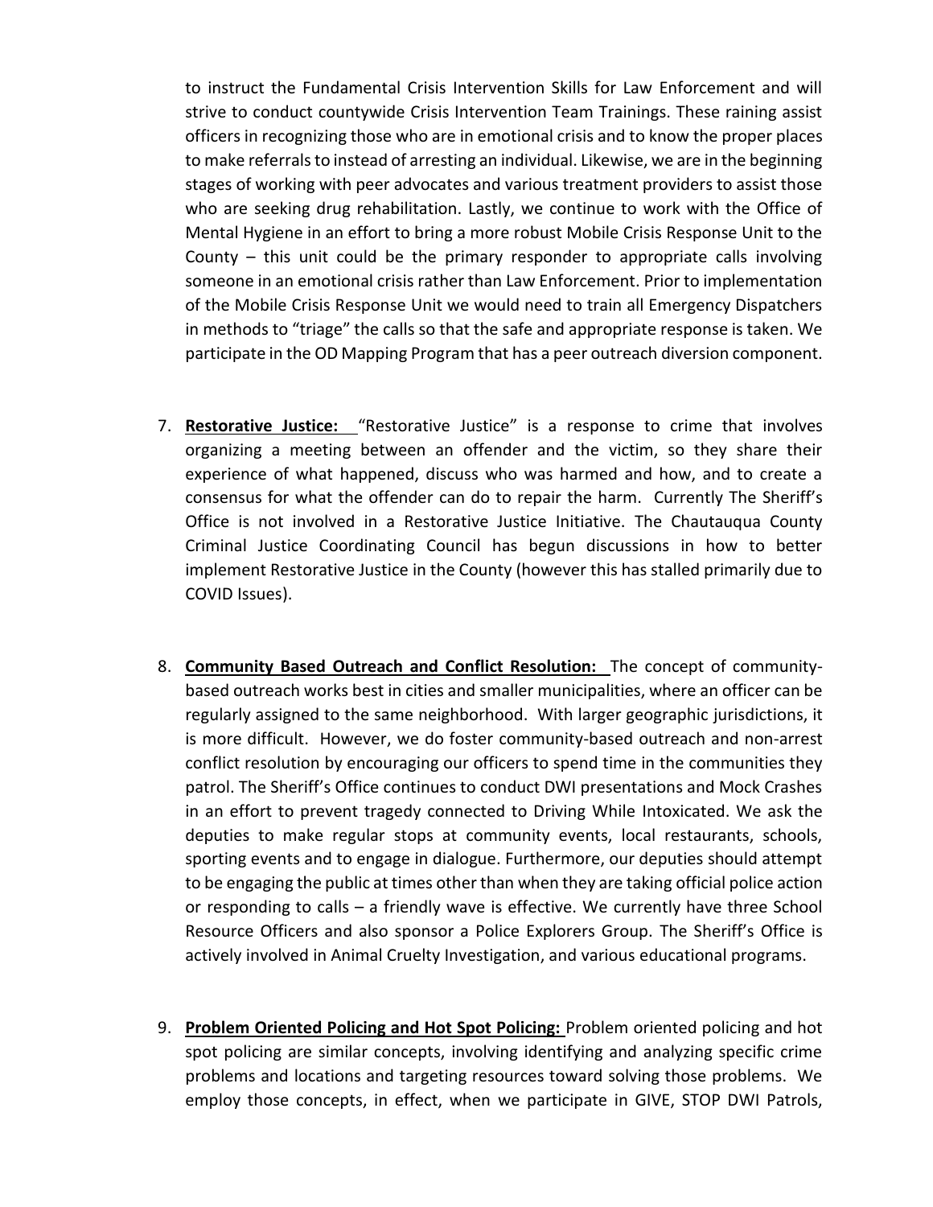to instruct the Fundamental Crisis Intervention Skills for Law Enforcement and will strive to conduct countywide Crisis Intervention Team Trainings. These raining assist officers in recognizing those who are in emotional crisis and to know the proper places to make referrals to instead of arresting an individual. Likewise, we are in the beginning stages of working with peer advocates and various treatment providers to assist those who are seeking drug rehabilitation. Lastly, we continue to work with the Office of Mental Hygiene in an effort to bring a more robust Mobile Crisis Response Unit to the County – this unit could be the primary responder to appropriate calls involving someone in an emotional crisis rather than Law Enforcement. Prior to implementation of the Mobile Crisis Response Unit we would need to train all Emergency Dispatchers in methods to "triage" the calls so that the safe and appropriate response is taken. We participate in the OD Mapping Program that has a peer outreach diversion component.

7. **Restorative Justice:** "Restorative Justice" is a response to crime that involves organizing a meeting between an offender and the victim, so they share their experience of what happened, discuss who was harmed and how, and to create a consensus for what the offender can do to repair the harm. Currently The Sheriff's Office is not involved in a Restorative Justice Initiative. The Chautauqua County Criminal Justice Coordinating Council has begun discussions in how to better implement Restorative Justice in the County (however this has stalled primarily due to COVID Issues).

8. **Community Based Outreach and Conflict Resolution:** The concept of community-based outreach works best in cities and smaller municipalities, where an officer can be regularly assigned to the same neighborhood. With larger geographic jurisdictions, it is more difficult. However, we do foster community-based outreach and non-arrest conflict resolution by encouraging our officers to spend time in the communities they patrol. The Sheriff's Office continues to conduct DWI presentations and Mock Crashes in an effort to prevent tragedy connected to Driving While Intoxicated. We ask the deputies to make regular stops at community events, local restaurants, schools, sporting events and to engage in dialogue. Furthermore, our deputies should attempt to be engaging the public at times other than when they are taking official police action or responding to calls – a friendly wave is effective. We currently have three School Resource Officers and also sponsor a Police Explorers Group. The Sheriff's Office is actively involved in Animal Cruelty Investigation, and various educational programs.

9. **Problem Oriented Policing and Hot Spot Policing:** Problem oriented policing and hot spot policing are similar concepts, involving identifying and analyzing specific crime problems and locations and targeting resources toward solving those problems. We employ those concepts, in effect, when we participate in GIVE, STOP DWI Patrols,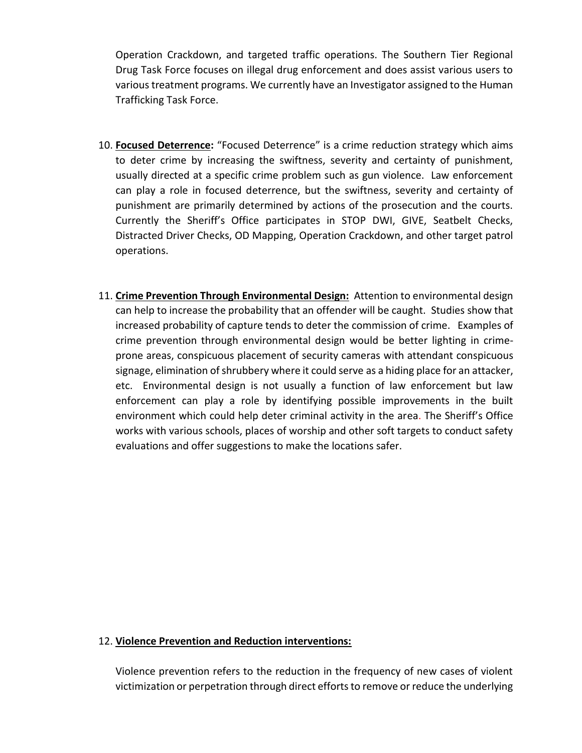Operation Crackdown, and targeted traffic operations. The Southern Tier Regional Drug Task Force focuses on illegal drug enforcement and does assist various users to various treatment programs. We currently have an Investigator assigned to the Human Trafficking Task Force.

10. **<u>Focused Deterrence</u>:** "Focused Deterrence" is a crime reduction strategy which aims to deter crime by increasing the swiftness, severity and certainty of punishment, usually directed at a specific crime problem such as gun violence. Law enforcement can play a role in focused deterrence, but the swiftness, severity and certainty of punishment are primarily determined by actions of the prosecution and the courts. Currently the Sheriff's Office participates in STOP DWI, GIVE, Seatbelt Checks, Distracted Driver Checks, OD Mapping, Operation Crackdown, and other target patrol operations.

11. **<u>Crime Prevention Through Environmental Design:</u>** Attention to environmental design can help to increase the probability that an offender will be caught. Studies show that increased probability of capture tends to deter the commission of crime. Examples of crime prevention through environmental design would be better lighting in crime-prone areas, conspicuous placement of security cameras with attendant conspicuous signage, elimination of shrubbery where it could serve as a hiding place for an attacker, etc. Environmental design is not usually a function of law enforcement but law enforcement can play a role by identifying possible improvements in the built environment which could help deter criminal activity in the area. The Sheriff's Office works with various schools, places of worship and other soft targets to conduct safety evaluations and offer suggestions to make the locations safer.

12. **<u>Violence Prevention and Reduction interventions:</u>**

    Violence prevention refers to the reduction in the frequency of new cases of violent victimization or perpetration through direct efforts to remove or reduce the underlying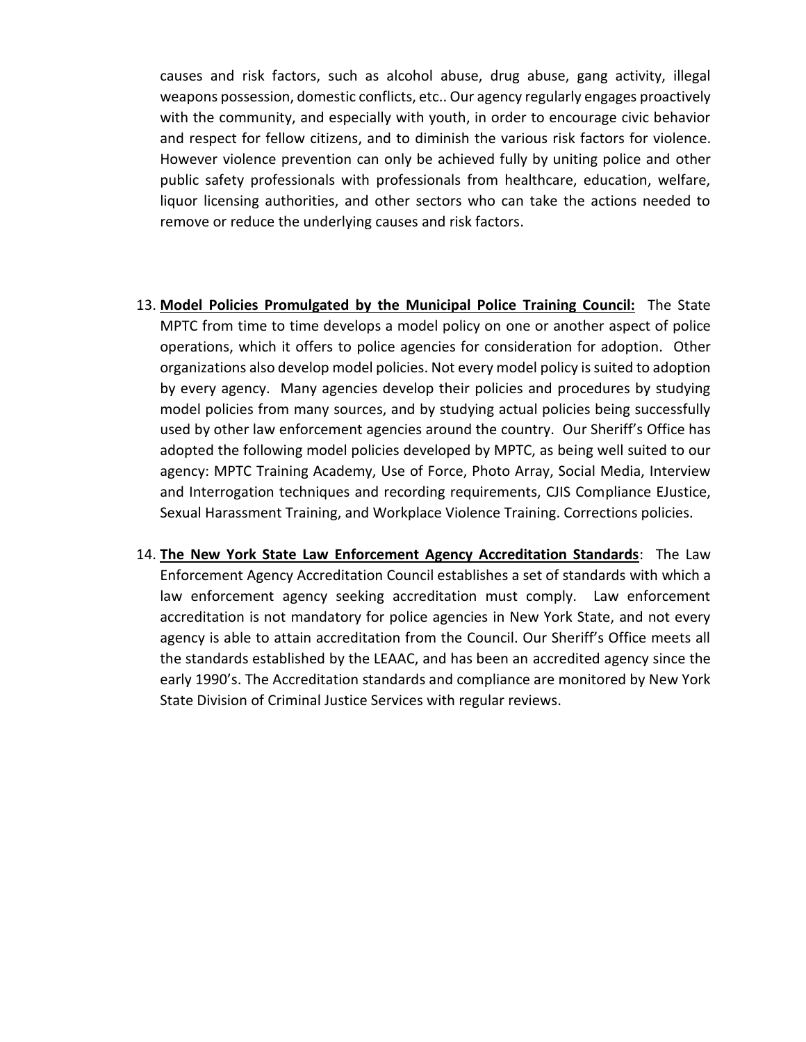causes and risk factors, such as alcohol abuse, drug abuse, gang activity, illegal weapons possession, domestic conflicts, etc.. Our agency regularly engages proactively with the community, and especially with youth, in order to encourage civic behavior and respect for fellow citizens, and to diminish the various risk factors for violence. However violence prevention can only be achieved fully by uniting police and other public safety professionals with professionals from healthcare, education, welfare, liquor licensing authorities, and other sectors who can take the actions needed to remove or reduce the underlying causes and risk factors.

13. **Model Policies Promulgated by the Municipal Police Training Council:** The State MPTC from time to time develops a model policy on one or another aspect of police operations, which it offers to police agencies for consideration for adoption. Other organizations also develop model policies. Not every model policy is suited to adoption by every agency. Many agencies develop their policies and procedures by studying model policies from many sources, and by studying actual policies being successfully used by other law enforcement agencies around the country. Our Sheriff's Office has adopted the following model policies developed by MPTC, as being well suited to our agency: MPTC Training Academy, Use of Force, Photo Array, Social Media, Interview and Interrogation techniques and recording requirements, CJIS Compliance EJustice, Sexual Harassment Training, and Workplace Violence Training. Corrections policies.

14. **The New York State Law Enforcement Agency Accreditation Standards**: The Law Enforcement Agency Accreditation Council establishes a set of standards with which a law enforcement agency seeking accreditation must comply. Law enforcement accreditation is not mandatory for police agencies in New York State, and not every agency is able to attain accreditation from the Council. Our Sheriff's Office meets all the standards established by the LEAAC, and has been an accredited agency since the early 1990's. The Accreditation standards and compliance are monitored by New York State Division of Criminal Justice Services with regular reviews.